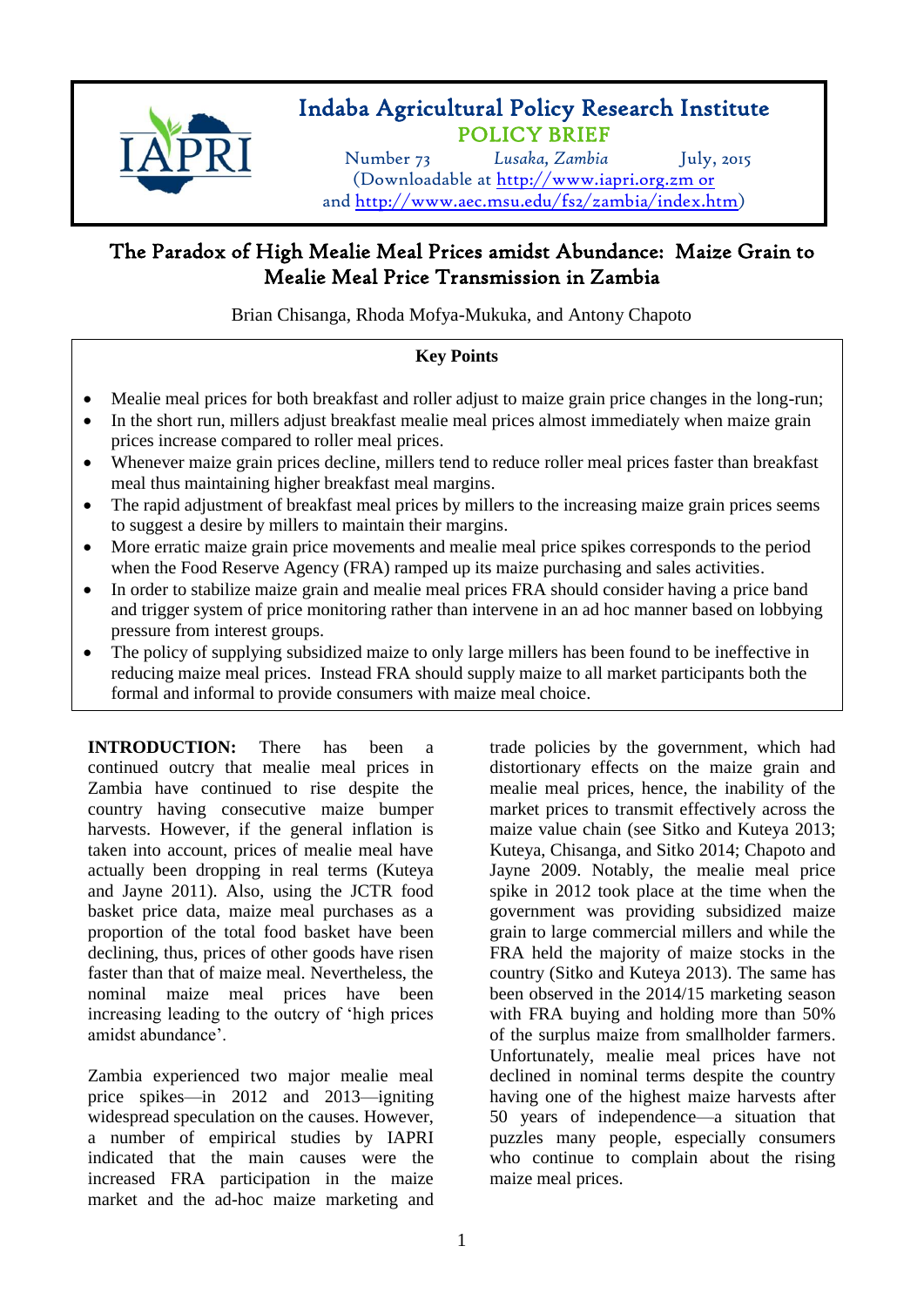# Indaba Agricultural Policy Research Institute

**POLICY BRIEF**

Number 73 *Lusaka, Zambia* July, 2015

(Downloadable at http://www.iapri.org.zm or and http://www.aec.msu.edu/fs2/zambia/index.htm)

## The Paradox of High Mealie Meal Prices amidst Abundance: Maize Grain to Mealie Meal Price Transmission in Zambia

Brian Chisanga, Rhoda Mofya-Mukuka, and Antony Chapoto

### Key Points

- Mealie meal prices for both breakfast and roller adjust to maize grain price changes in the long-run;
- In the short run, millers adjust breakfast mealie meal prices almost immediately when maize grain prices increase compared to roller meal prices.
- Whenever maize grain prices decline, millers tend to reduce roller meal prices faster than breakfast meal thus maintaining higher breakfast meal margins.
- The rapid adjustment of breakfast meal prices by millers to the increasing maize grain prices seems to suggest a desire by millers to maintain their margins.
- More erratic maize grain price movements and mealie meal price spikes corresponds to the period when the Food Reserve Agency (FRA) ramped up its maize purchasing and sales activities.
- In order to stabilize maize grain and mealie meal prices FRA should consider having a price band and trigger system of price monitoring rather than intervene in an ad hoc manner based on lobbying pressure from interest groups.
- The policy of supplying subsidized maize to only large millers has been found to be ineffective in reducing maize meal prices. Instead FRA should supply maize to all market participants both the formal and informal to provide consumers with maize meal choice.

**INTRODUCTION:** There has been a continued outcry that mealie meal prices in Zambia have continued to rise despite the country having consecutive maize bumper harvests. However, if the general inflation is taken into account, prices of mealie meal have actually been dropping in real terms (Kuteya and Jayne 2011). Also, using the JCTR food basket price data, maize meal purchases as a proportion of the total food basket have been declining, thus, prices of other goods have risen faster than that of maize meal. Nevertheless, the nominal maize meal prices have been increasing leading to the outcry of 'high prices amidst abundance'.

Zambia experienced two major mealie meal price spikes—in 2012 and 2013—igniting widespread speculation on the causes. However, a number of empirical studies by IAPRI indicated that the main causes were the increased FRA participation in the maize market and the ad-hoc maize marketing and trade policies by the government, which had distortionary effects on the maize grain and mealie meal prices, hence, the inability of the market prices to transmit effectively across the maize value chain (see Sitko and Kuteya 2013; Kuteya, Chisanga, and Sitko 2014; Chapoto and Jayne 2009. Notably, the mealie meal price spike in 2012 took place at the time when the government was providing subsidized maize grain to large commercial millers and while the FRA held the majority of maize stocks in the country (Sitko and Kuteya 2013). The same has been observed in the 2014/15 marketing season with FRA buying and holding more than 50% of the surplus maize from smallholder farmers. Unfortunately, mealie meal prices have not declined in nominal terms despite the country having one of the highest maize harvests after 50 years of independence—a situation that puzzles many people, especially consumers who continue to complain about the rising maize meal prices.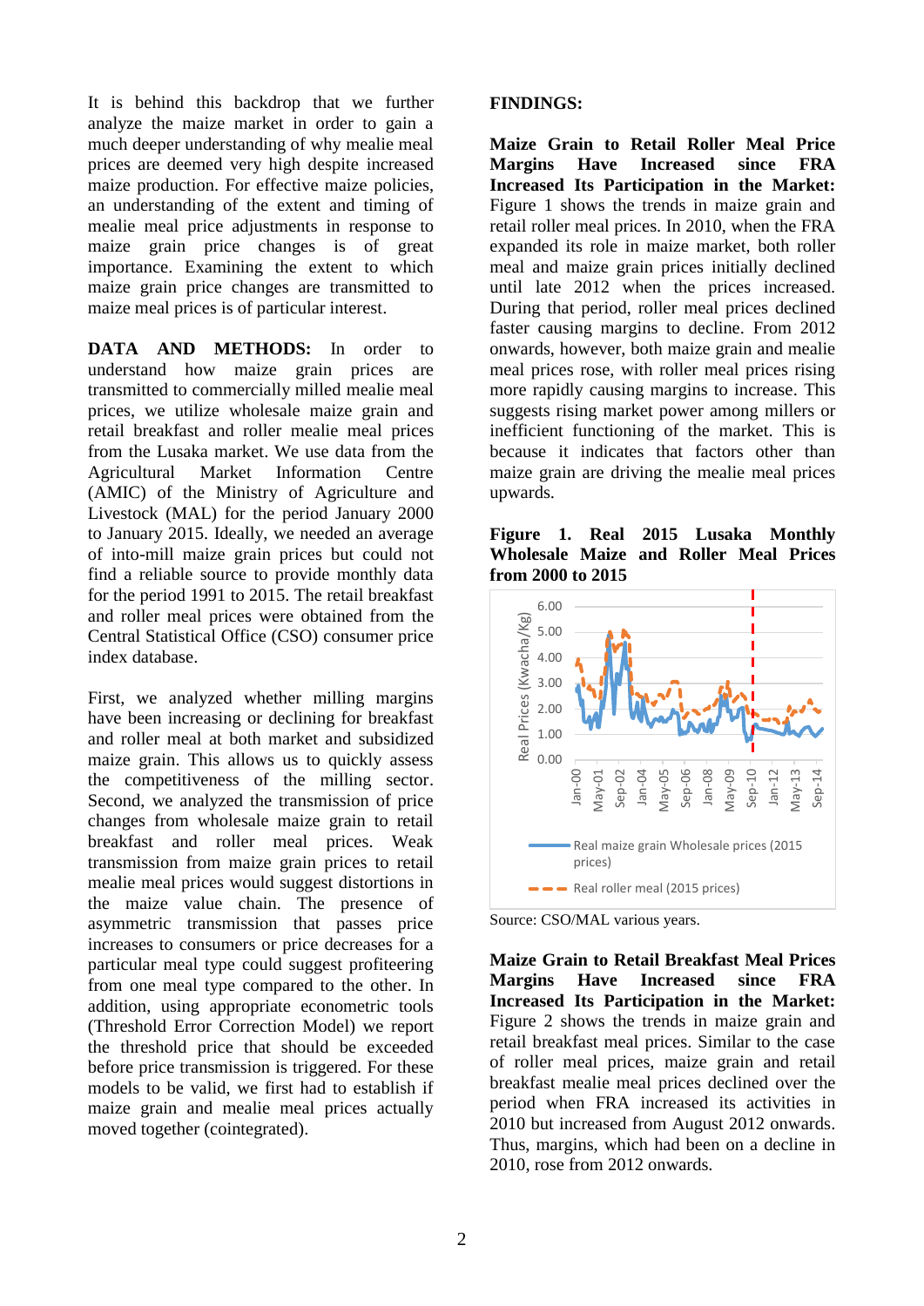It is behind this backdrop that we further analyze the maize market in order to gain a much deeper understanding of why mealie meal prices are deemed very high despite increased maize production. For effective maize policies, an understanding of the extent and timing of mealie meal price adjustments in response to maize grain price changes is of great importance. Examining the extent to which maize grain price changes are transmitted to maize meal prices is of particular interest.

**DATA AND METHODS:** In order to understand how maize grain prices are transmitted to commercially milled mealie meal prices, we utilize wholesale maize grain and retail breakfast and roller mealie meal prices from the Lusaka market. We use data from the Agricultural Market Information Centre (AMIC) of the Ministry of Agriculture and Livestock (MAL) for the period January 2000 to January 2015. Ideally, we needed an average of into-mill maize grain prices but could not find a reliable source to provide monthly data for the period 1991 to 2015. The retail breakfast and roller meal prices were obtained from the Central Statistical Office (CSO) consumer price index database.

First, we analyzed whether milling margins have been increasing or declining for breakfast and roller meal at both market and subsidized maize grain. This allows us to quickly assess the competitiveness of the milling sector. Second, we analyzed the transmission of price changes from wholesale maize grain to retail breakfast and roller meal prices. Weak transmission from maize grain prices to retail mealie meal prices would suggest distortions in the maize value chain. The presence of asymmetric transmission that passes price increases to consumers or price decreases for a particular meal type could suggest profiteering from one meal type compared to the other. In addition, using appropriate econometric tools (Threshold Error Correction Model) we report the threshold price that should be exceeded before price transmission is triggered. For these models to be valid, we first had to establish if maize grain and mealie meal prices actually moved together (cointegrated).

**FINDINGS:**

**Maize Grain to Retail Roller Meal Price Margins Have Increased since FRA Increased Its Participation in the Market:** Figure 1 shows the trends in maize grain and retail roller meal prices. In 2010, when the FRA expanded its role in maize market, both roller meal and maize grain prices initially declined until late 2012 when the prices increased. During that period, roller meal prices declined faster causing margins to decline. From 2012 onwards, however, both maize grain and mealie meal prices rose, with roller meal prices rising more rapidly causing margins to increase. This suggests rising market power among millers or inefficient functioning of the market. This is because it indicates that factors other than maize grain are driving the mealie meal prices upwards.

**Figure 1. Real 2015 Lusaka Monthly Wholesale Maize and Roller Meal Prices from 2000 to 2015**

Source: CSO/MAL various years.

**Maize Grain to Retail Breakfast Meal Prices Margins Have Increased since FRA Increased Its Participation in the Market:** Figure 2 shows the trends in maize grain and retail breakfast meal prices. Similar to the case of roller meal prices, maize grain and retail breakfast mealie meal prices declined over the period when FRA increased its activities in 2010 but increased from August 2012 onwards. Thus, margins, which had been on a decline in 2010, rose from 2012 onwards.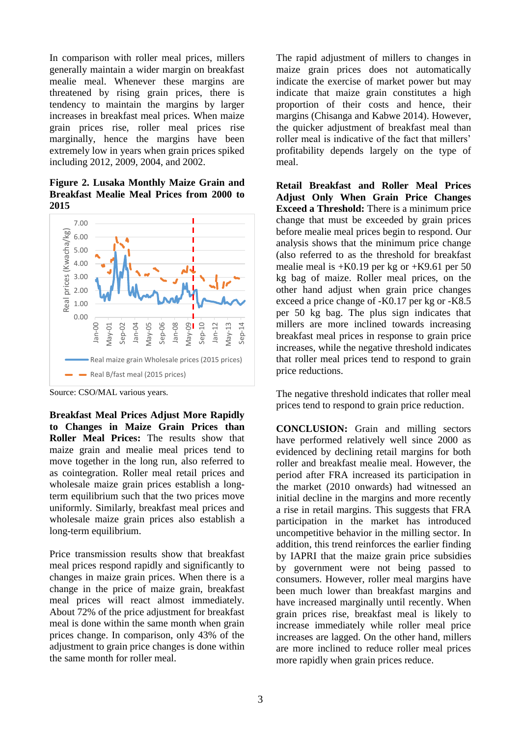In comparison with roller meal prices, millers generally maintain a wider margin on breakfast mealie meal. Whenever these margins are threatened by rising grain prices, there is tendency to maintain the margins by larger increases in breakfast meal prices. When maize grain prices rise, roller meal prices rise marginally, hence the margins have been extremely low in years when grain prices spiked including 2012, 2009, 2004, and 2002.

**Figure 2. Lusaka Monthly Maize Grain and Breakfast Mealie Meal Prices from 2000 to 2015**

Source: CSO/MAL various years.

**Breakfast Meal Prices Adjust More Rapidly to Changes in Maize Grain Prices than Roller Meal Prices:** The results show that maize grain and mealie meal prices tend to move together in the long run, also referred to as cointegration. Roller meal retail prices and wholesale maize grain prices establish a long-term equilibrium such that the two prices move uniformly. Similarly, breakfast meal prices and wholesale maize grain prices also establish a long-term equilibrium.

Price transmission results show that breakfast meal prices respond rapidly and significantly to changes in maize grain prices. When there is a change in the price of maize grain, breakfast meal prices will react almost immediately. About 72% of the price adjustment for breakfast meal is done within the same month when grain prices change. In comparison, only 43% of the adjustment to grain price changes is done within the same month for roller meal.

The rapid adjustment of millers to changes in maize grain prices does not automatically indicate the exercise of market power but may indicate that maize grain constitutes a high proportion of their costs and hence, their margins (Chisanga and Kabwe 2014). However, the quicker adjustment of breakfast meal than roller meal is indicative of the fact that millers' profitability depends largely on the type of meal.

**Retail Breakfast and Roller Meal Prices Adjust Only When Grain Price Changes Exceed a Threshold:** There is a minimum price change that must be exceeded by grain prices before mealie meal prices begin to respond. Our analysis shows that the minimum price change (also referred to as the threshold for breakfast mealie meal is +K0.19 per kg or +K9.61 per 50 kg bag of maize. Roller meal prices, on the other hand adjust when grain price changes exceed a price change of -K0.17 per kg or -K8.5 per 50 kg bag. The plus sign indicates that millers are more inclined towards increasing breakfast meal prices in response to grain price increases, while the negative threshold indicates that roller meal prices tend to respond to grain price reductions.

The negative threshold indicates that roller meal prices tend to respond to grain price reduction.

**CONCLUSION:** Grain and milling sectors have performed relatively well since 2000 as evidenced by declining retail margins for both roller and breakfast mealie meal. However, the period after FRA increased its participation in the market (2010 onwards) had witnessed an initial decline in the margins and more recently a rise in retail margins. This suggests that FRA participation in the market has introduced uncompetitive behavior in the milling sector. In addition, this trend reinforces the earlier finding by IAPRI that the maize grain price subsidies by government were not being passed to consumers. However, roller meal margins have been much lower than breakfast margins and have increased marginally until recently. When grain prices rise, breakfast meal is likely to increase immediately while roller meal price increases are lagged. On the other hand, millers are more inclined to reduce roller meal prices more rapidly when grain prices reduce.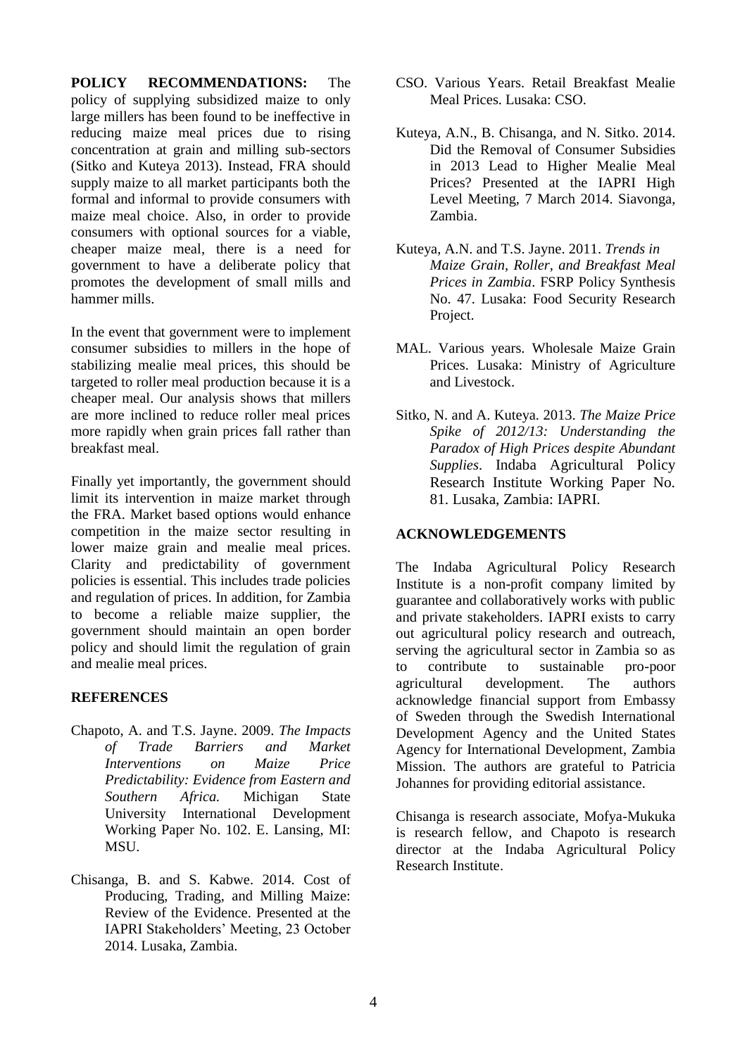**POLICY RECOMMENDATIONS:** The policy of supplying subsidized maize to only large millers has been found to be ineffective in reducing maize meal prices due to rising concentration at grain and milling sub-sectors (Sitko and Kuteya 2013). Instead, FRA should supply maize to all market participants both the formal and informal to provide consumers with maize meal choice. Also, in order to provide consumers with optional sources for a viable, cheaper maize meal, there is a need for government to have a deliberate policy that promotes the development of small mills and hammer mills.

In the event that government were to implement consumer subsidies to millers in the hope of stabilizing mealie meal prices, this should be targeted to roller meal production because it is a cheaper meal. Our analysis shows that millers are more inclined to reduce roller meal prices more rapidly when grain prices fall rather than breakfast meal.

Finally yet importantly, the government should limit its intervention in maize market through the FRA. Market based options would enhance competition in the maize sector resulting in lower maize grain and mealie meal prices. Clarity and predictability of government policies is essential. This includes trade policies and regulation of prices. In addition, for Zambia to become a reliable maize supplier, the government should maintain an open border policy and should limit the regulation of grain and mealie meal prices.

## REFERENCES

Chapoto, A. and T.S. Jayne. 2009. *The Impacts of Trade Barriers and Market Interventions on Maize Price Predictability: Evidence from Eastern and Southern Africa.* Michigan State University International Development Working Paper No. 102. E. Lansing, MI: MSU.

Chisanga, B. and S. Kabwe. 2014. Cost of Producing, Trading, and Milling Maize: Review of the Evidence. Presented at the IAPRI Stakeholders' Meeting, 23 October 2014. Lusaka, Zambia.

CSO. Various Years. Retail Breakfast Mealie Meal Prices. Lusaka: CSO.

Kuteya, A.N., B. Chisanga, and N. Sitko. 2014. Did the Removal of Consumer Subsidies in 2013 Lead to Higher Mealie Meal Prices? Presented at the IAPRI High Level Meeting, 7 March 2014. Siavonga, Zambia.

Kuteya, A.N. and T.S. Jayne. 2011. *Trends in Maize Grain, Roller, and Breakfast Meal Prices in Zambia*. FSRP Policy Synthesis No. 47. Lusaka: Food Security Research Project.

MAL. Various years. Wholesale Maize Grain Prices. Lusaka: Ministry of Agriculture and Livestock.

Sitko, N. and A. Kuteya. 2013. *The Maize Price Spike of 2012/13: Understanding the Paradox of High Prices despite Abundant Supplies*. Indaba Agricultural Policy Research Institute Working Paper No. 81. Lusaka, Zambia: IAPRI.

## ACKNOWLEDGEMENTS

The Indaba Agricultural Policy Research Institute is a non-profit company limited by guarantee and collaboratively works with public and private stakeholders. IAPRI exists to carry out agricultural policy research and outreach, serving the agricultural sector in Zambia so as to contribute to sustainable pro-poor agricultural development. The authors acknowledge financial support from Embassy of Sweden through the Swedish International Development Agency and the United States Agency for International Development, Zambia Mission. The authors are grateful to Patricia Johannes for providing editorial assistance.

Chisanga is research associate, Mofya-Mukuka is research fellow, and Chapoto is research director at the Indaba Agricultural Policy Research Institute.